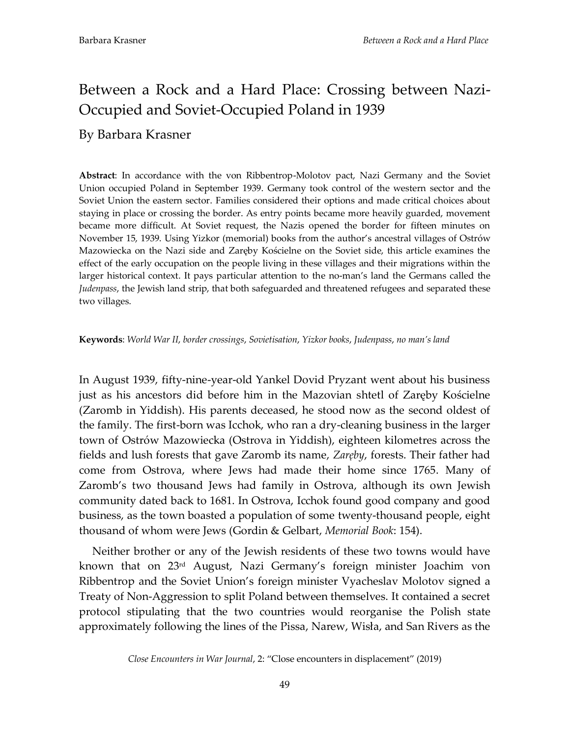# Between a Rock and a Hard Place: Crossing between Nazi-Occupied and Soviet-Occupied Poland in 1939

By Barbara Krasner

**Abstract**: In accordance with the von Ribbentrop-Molotov pact, Nazi Germany and the Soviet Union occupied Poland in September 1939. Germany took control of the western sector and the Soviet Union the eastern sector. Families considered their options and made critical choices about staying in place or crossing the border. As entry points became more heavily guarded, movement became more difficult. At Soviet request, the Nazis opened the border for fifteen minutes on November 15, 1939. Using Yizkor (memorial) books from the author's ancestral villages of Ostrów Mazowiecka on the Nazi side and Zaręby Kościelne on the Soviet side, this article examines the effect of the early occupation on the people living in these villages and their migrations within the larger historical context. It pays particular attention to the no-man's land the Germans called the *Judenpass*, the Jewish land strip, that both safeguarded and threatened refugees and separated these two villages.

**Keywords**: *World War II*, *border crossings*, *Sovietisation*, *Yizkor books*, *Judenpass*, *no man's land*

In August 1939, fifty-nine-year-old Yankel Dovid Pryzant went about his business just as his ancestors did before him in the Mazovian shtetl of Zaręby Kościelne (Zaromb in Yiddish). His parents deceased, he stood now as the second oldest of the family. The first-born was Icchok, who ran a dry-cleaning business in the larger town of Ostrów Mazowiecka (Ostrova in Yiddish), eighteen kilometres across the fields and lush forests that gave Zaromb its name, *Zaręby*, forests. Their father had come from Ostrova, where Jews had made their home since 1765. Many of Zaromb's two thousand Jews had family in Ostrova, although its own Jewish community dated back to 1681. In Ostrova, Icchok found good company and good business, as the town boasted a population of some twenty-thousand people, eight thousand of whom were Jews (Gordin & Gelbart, *Memorial Book*: 154).

Neither brother or any of the Jewish residents of these two towns would have known that on 23rd August, Nazi Germany's foreign minister Joachim von Ribbentrop and the Soviet Union's foreign minister Vyacheslav Molotov signed a Treaty of Non-Aggression to split Poland between themselves. It contained a secret protocol stipulating that the two countries would reorganise the Polish state approximately following the lines of the Pissa, Narew, Wisła, and San Rivers as the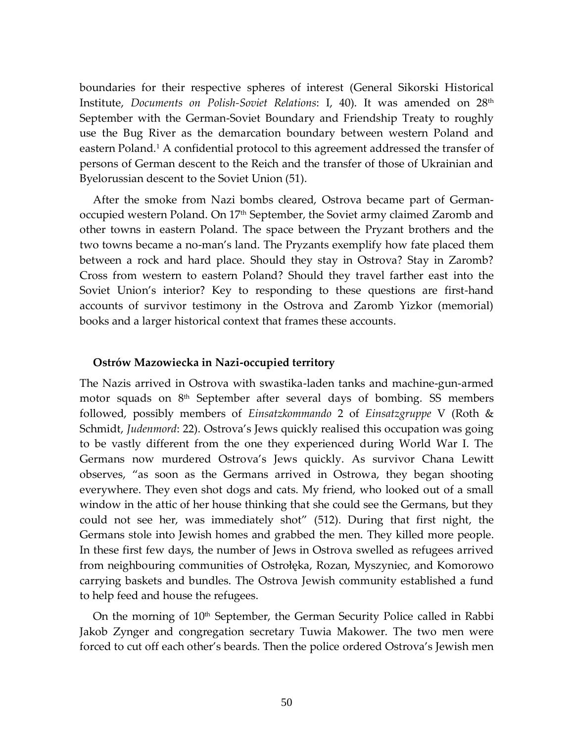boundaries for their respective spheres of interest (General Sikorski Historical Institute, *Documents on Polish-Soviet Relations*: I, 40). It was amended on 28th September with the German-Soviet Boundary and Friendship Treaty to roughly use the Bug River as the demarcation boundary between western Poland and eastern Poland.[1] A confidential protocol to this agreement addressed the transfer of persons of German descent to the Reich and the transfer of those of Ukrainian and Byelorussian descent to the Soviet Union (51).

After the smoke from Nazi bombs cleared, Ostrova became part of German-occupied western Poland. On 17th September, the Soviet army claimed Zaromb and other towns in eastern Poland. The space between the Pryzant brothers and the two towns became a no-man's land. The Pryzants exemplify how fate placed them between a rock and hard place. Should they stay in Ostrova? Stay in Zaromb? Cross from western to eastern Poland? Should they travel farther east into the Soviet Union's interior? Key to responding to these questions are first-hand accounts of survivor testimony in the Ostrova and Zaromb Yizkor (memorial) books and a larger historical context that frames these accounts.

## Ostrów Mazowiecka in Nazi-occupied territory

The Nazis arrived in Ostrova with swastika-laden tanks and machine-gun-armed motor squads on 8th September after several days of bombing. SS members followed, possibly members of *Einsatzkommando* 2 of *Einsatzgruppe* V (Roth & Schmidt, *Judenmord*: 22). Ostrova's Jews quickly realised this occupation was going to be vastly different from the one they experienced during World War I. The Germans now murdered Ostrova's Jews quickly. As survivor Chana Lewitt observes, "as soon as the Germans arrived in Ostrowa, they began shooting everywhere. They even shot dogs and cats. My friend, who looked out of a small window in the attic of her house thinking that she could see the Germans, but they could not see her, was immediately shot" (512). During that first night, the Germans stole into Jewish homes and grabbed the men. They killed more people. In these first few days, the number of Jews in Ostrova swelled as refugees arrived from neighbouring communities of Ostrołęka, Rozan, Myszyniec, and Komorowo carrying baskets and bundles. The Ostrova Jewish community established a fund to help feed and house the refugees.

On the morning of 10th September, the German Security Police called in Rabbi Jakob Zynger and congregation secretary Tuwia Makower. The two men were forced to cut off each other's beards. Then the police ordered Ostrova's Jewish men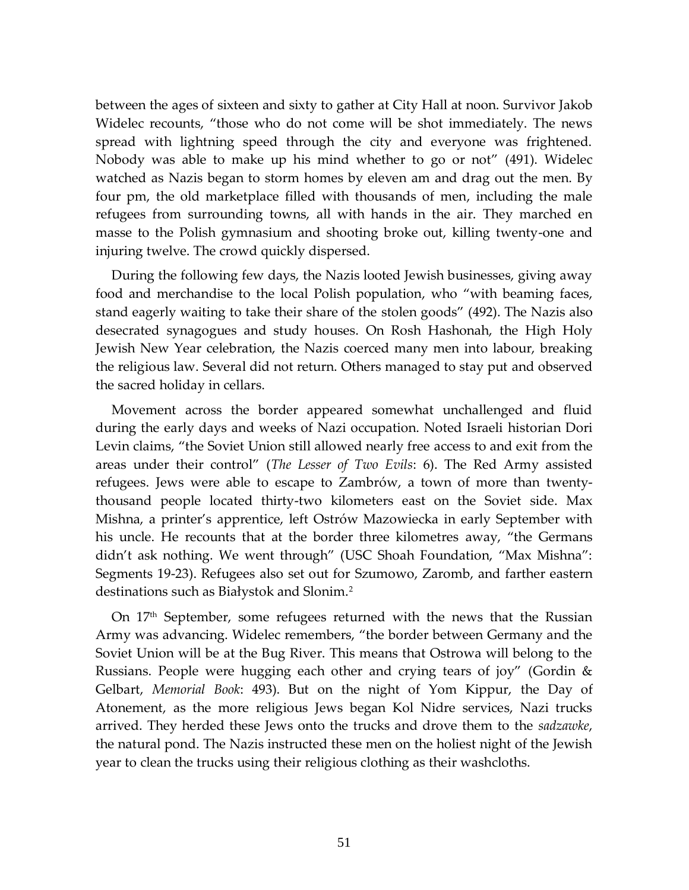between the ages of sixteen and sixty to gather at City Hall at noon. Survivor Jakob Widelec recounts, "those who do not come will be shot immediately. The news spread with lightning speed through the city and everyone was frightened. Nobody was able to make up his mind whether to go or not" (491). Widelec watched as Nazis began to storm homes by eleven am and drag out the men. By four pm, the old marketplace filled with thousands of men, including the male refugees from surrounding towns, all with hands in the air. They marched en masse to the Polish gymnasium and shooting broke out, killing twenty-one and injuring twelve. The crowd quickly dispersed.

During the following few days, the Nazis looted Jewish businesses, giving away food and merchandise to the local Polish population, who "with beaming faces, stand eagerly waiting to take their share of the stolen goods" (492). The Nazis also desecrated synagogues and study houses. On Rosh Hashonah, the High Holy Jewish New Year celebration, the Nazis coerced many men into labour, breaking the religious law. Several did not return. Others managed to stay put and observed the sacred holiday in cellars.

Movement across the border appeared somewhat unchallenged and fluid during the early days and weeks of Nazi occupation. Noted Israeli historian Dori Levin claims, "the Soviet Union still allowed nearly free access to and exit from the areas under their control" (*The Lesser of Two Evils*: 6). The Red Army assisted refugees. Jews were able to escape to Zambrów, a town of more than twenty-thousand people located thirty-two kilometers east on the Soviet side. Max Mishna, a printer's apprentice, left Ostrów Mazowiecka in early September with his uncle. He recounts that at the border three kilometres away, "the Germans didn't ask nothing. We went through" (USC Shoah Foundation, "Max Mishna": Segments 19-23). Refugees also set out for Szumowo, Zaromb, and farther eastern destinations such as Białystok and Slonim.[2]

On 17th September, some refugees returned with the news that the Russian Army was advancing. Widelec remembers, "the border between Germany and the Soviet Union will be at the Bug River. This means that Ostrowa will belong to the Russians. People were hugging each other and crying tears of joy" (Gordin & Gelbart, *Memorial Book*: 493). But on the night of Yom Kippur, the Day of Atonement, as the more religious Jews began Kol Nidre services, Nazi trucks arrived. They herded these Jews onto the trucks and drove them to the *sadzawke*, the natural pond. The Nazis instructed these men on the holiest night of the Jewish year to clean the trucks using their religious clothing as their washcloths.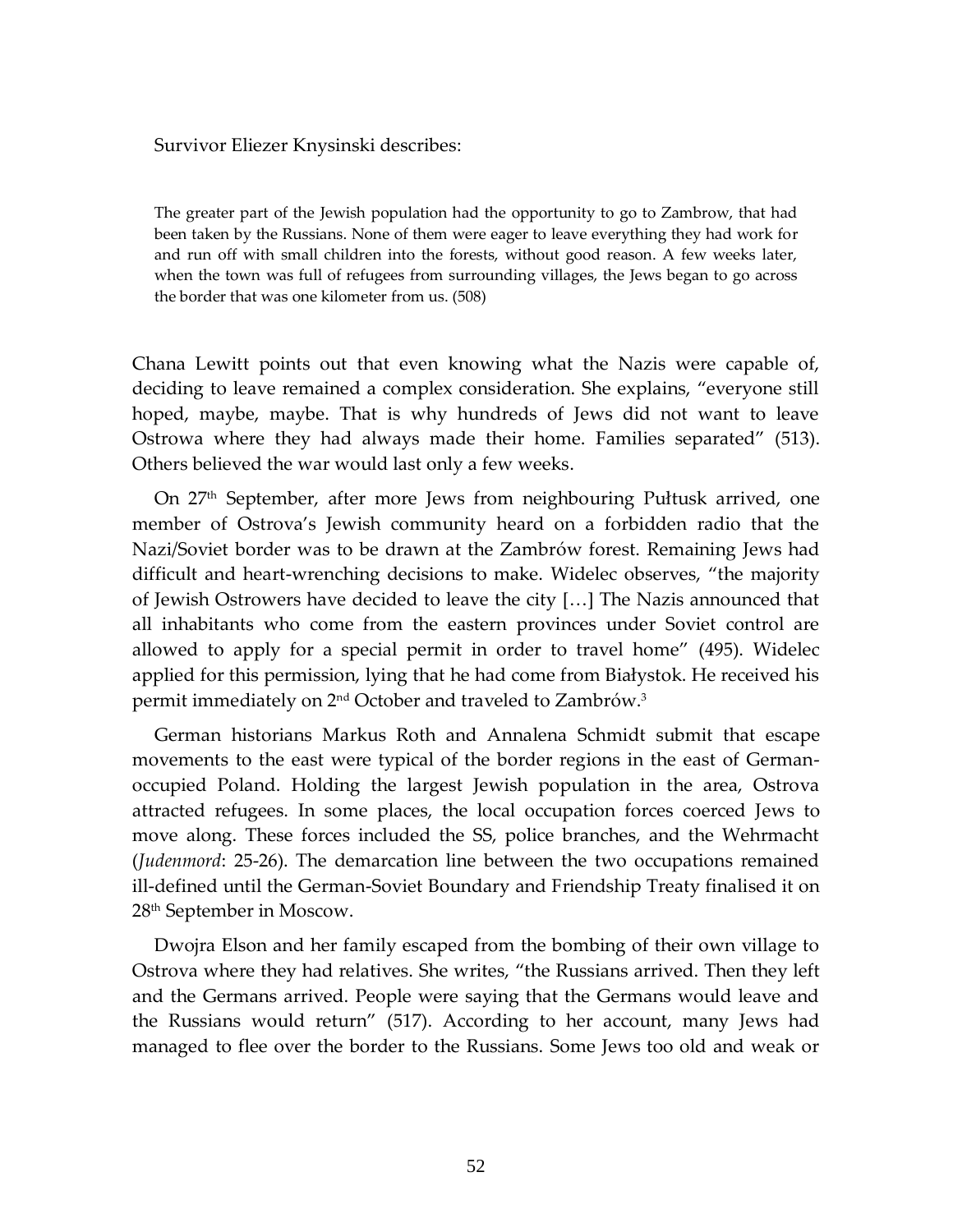Survivor Eliezer Knysinski describes:

> The greater part of the Jewish population had the opportunity to go to Zambrow, that had been taken by the Russians. None of them were eager to leave everything they had work for and run off with small children into the forests, without good reason. A few weeks later, when the town was full of refugees from surrounding villages, the Jews began to go across the border that was one kilometer from us. (508)

Chana Lewitt points out that even knowing what the Nazis were capable of, deciding to leave remained a complex consideration. She explains, "everyone still hoped, maybe, maybe. That is why hundreds of Jews did not want to leave Ostrowa where they had always made their home. Families separated" (513). Others believed the war would last only a few weeks.

On 27th September, after more Jews from neighbouring Pułtusk arrived, one member of Ostrova's Jewish community heard on a forbidden radio that the Nazi/Soviet border was to be drawn at the Zambrów forest. Remaining Jews had difficult and heart-wrenching decisions to make. Widelec observes, "the majority of Jewish Ostrowers have decided to leave the city […] The Nazis announced that all inhabitants who come from the eastern provinces under Soviet control are allowed to apply for a special permit in order to travel home" (495). Widelec applied for this permission, lying that he had come from Białystok. He received his permit immediately on 2nd October and traveled to Zambrów.[3]

German historians Markus Roth and Annalena Schmidt submit that escape movements to the east were typical of the border regions in the east of German-occupied Poland. Holding the largest Jewish population in the area, Ostrova attracted refugees. In some places, the local occupation forces coerced Jews to move along. These forces included the SS, police branches, and the Wehrmacht (*Judenmord*: 25-26). The demarcation line between the two occupations remained ill-defined until the German-Soviet Boundary and Friendship Treaty finalised it on 28th September in Moscow.

Dwojra Elson and her family escaped from the bombing of their own village to Ostrova where they had relatives. She writes, "the Russians arrived. Then they left and the Germans arrived. People were saying that the Germans would leave and the Russians would return" (517). According to her account, many Jews had managed to flee over the border to the Russians. Some Jews too old and weak or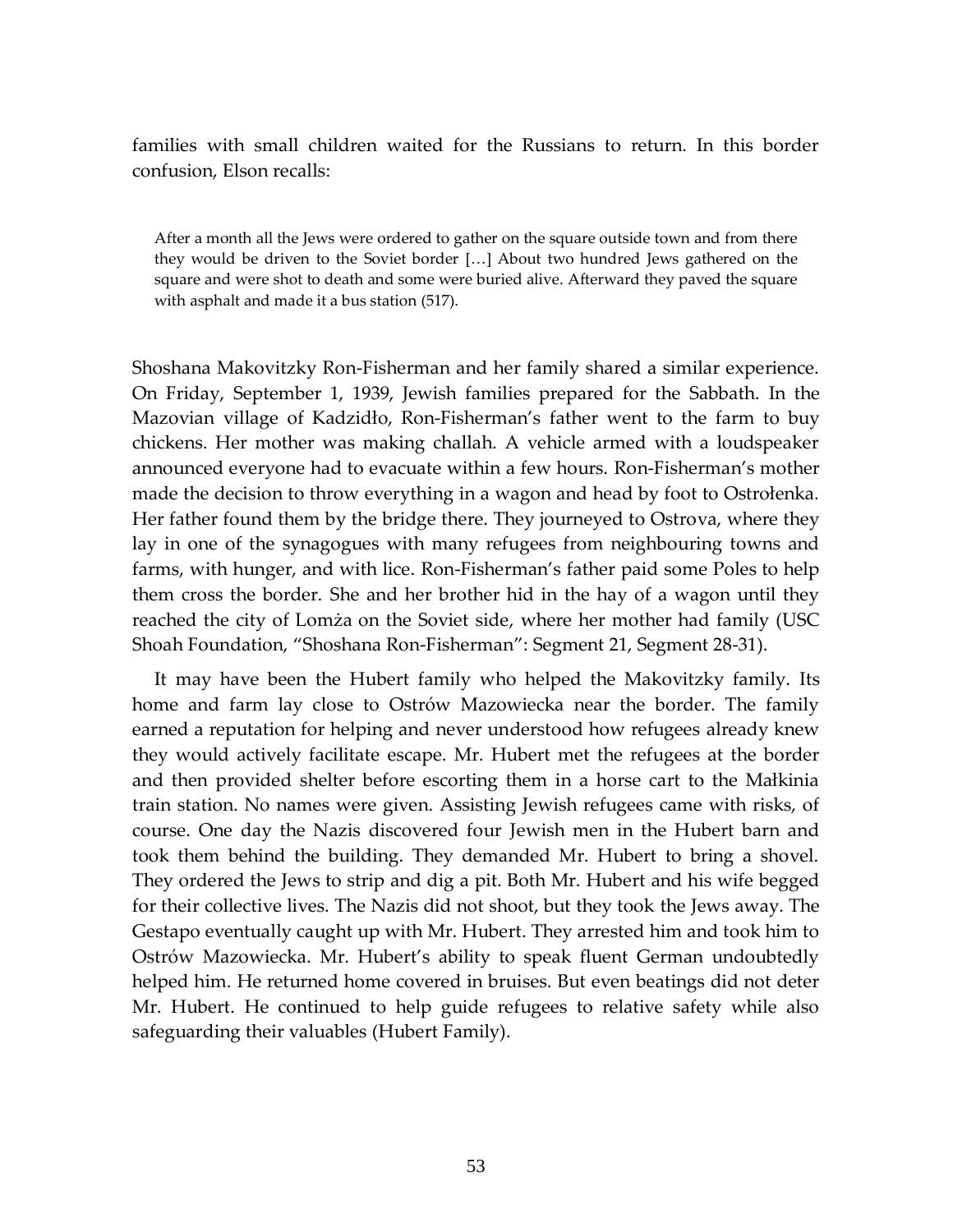families with small children waited for the Russians to return. In this border confusion, Elson recalls:

> After a month all the Jews were ordered to gather on the square outside town and from there they would be driven to the Soviet border […] About two hundred Jews gathered on the square and were shot to death and some were buried alive. Afterward they paved the square with asphalt and made it a bus station (517).

Shoshana Makovitzky Ron-Fisherman and her family shared a similar experience. On Friday, September 1, 1939, Jewish families prepared for the Sabbath. In the Mazovian village of Kadzidło, Ron-Fisherman's father went to the farm to buy chickens. Her mother was making challah. A vehicle armed with a loudspeaker announced everyone had to evacuate within a few hours. Ron-Fisherman's mother made the decision to throw everything in a wagon and head by foot to Ostrołenka. Her father found them by the bridge there. They journeyed to Ostrova, where they lay in one of the synagogues with many refugees from neighbouring towns and farms, with hunger, and with lice. Ron-Fisherman's father paid some Poles to help them cross the border. She and her brother hid in the hay of a wagon until they reached the city of Lomża on the Soviet side, where her mother had family (USC Shoah Foundation, "Shoshana Ron-Fisherman": Segment 21, Segment 28-31).

It may have been the Hubert family who helped the Makovitzky family. Its home and farm lay close to Ostrów Mazowiecka near the border. The family earned a reputation for helping and never understood how refugees already knew they would actively facilitate escape. Mr. Hubert met the refugees at the border and then provided shelter before escorting them in a horse cart to the Małkinia train station. No names were given. Assisting Jewish refugees came with risks, of course. One day the Nazis discovered four Jewish men in the Hubert barn and took them behind the building. They demanded Mr. Hubert to bring a shovel. They ordered the Jews to strip and dig a pit. Both Mr. Hubert and his wife begged for their collective lives. The Nazis did not shoot, but they took the Jews away. The Gestapo eventually caught up with Mr. Hubert. They arrested him and took him to Ostrów Mazowiecka. Mr. Hubert's ability to speak fluent German undoubtedly helped him. He returned home covered in bruises. But even beatings did not deter Mr. Hubert. He continued to help guide refugees to relative safety while also safeguarding their valuables (Hubert Family).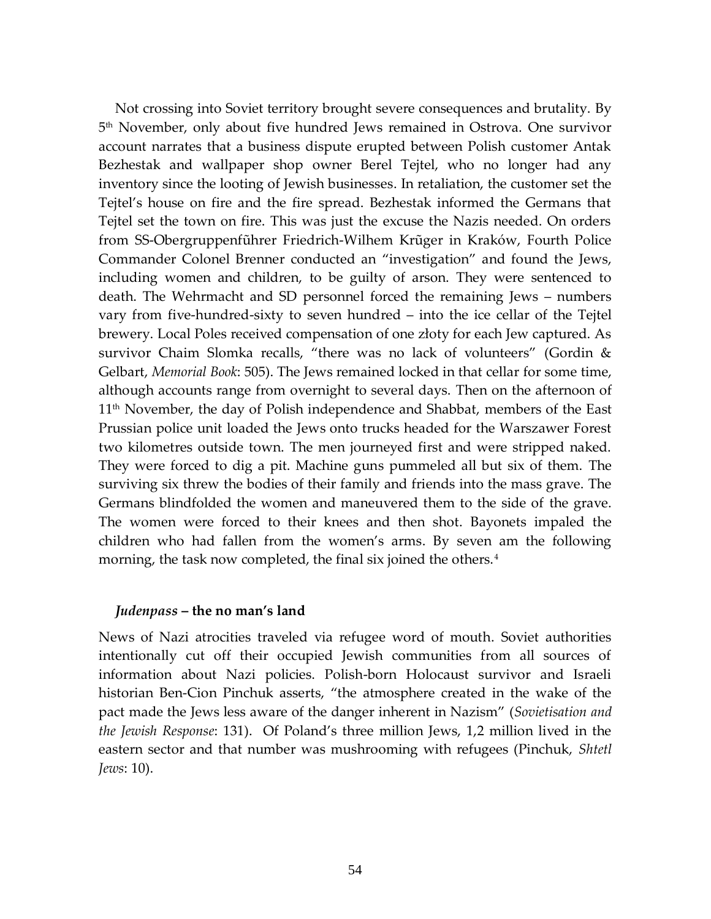Not crossing into Soviet territory brought severe consequences and brutality. By 5th November, only about five hundred Jews remained in Ostrova. One survivor account narrates that a business dispute erupted between Polish customer Antak Bezhestak and wallpaper shop owner Berel Tejtel, who no longer had any inventory since the looting of Jewish businesses. In retaliation, the customer set the Tejtel's house on fire and the fire spread. Bezhestak informed the Germans that Tejtel set the town on fire. This was just the excuse the Nazis needed. On orders from SS-Obergruppenfũhrer Friedrich-Wilhem Krũger in Kraków, Fourth Police Commander Colonel Brenner conducted an "investigation" and found the Jews, including women and children, to be guilty of arson. They were sentenced to death. The Wehrmacht and SD personnel forced the remaining Jews – numbers vary from five-hundred-sixty to seven hundred – into the ice cellar of the Tejtel brewery. Local Poles received compensation of one złoty for each Jew captured. As survivor Chaim Slomka recalls, "there was no lack of volunteers" (Gordin & Gelbart, *Memorial Book*: 505). The Jews remained locked in that cellar for some time, although accounts range from overnight to several days. Then on the afternoon of 11th November, the day of Polish independence and Shabbat, members of the East Prussian police unit loaded the Jews onto trucks headed for the Warszawer Forest two kilometres outside town. The men journeyed first and were stripped naked. They were forced to dig a pit. Machine guns pummeled all but six of them. The surviving six threw the bodies of their family and friends into the mass grave. The Germans blindfolded the women and maneuvered them to the side of the grave. The women were forced to their knees and then shot. Bayonets impaled the children who had fallen from the women's arms. By seven am the following morning, the task now completed, the final six joined the others.[4]

### *Judenpass* – the no man's land

News of Nazi atrocities traveled via refugee word of mouth. Soviet authorities intentionally cut off their occupied Jewish communities from all sources of information about Nazi policies. Polish-born Holocaust survivor and Israeli historian Ben-Cion Pinchuk asserts, "the atmosphere created in the wake of the pact made the Jews less aware of the danger inherent in Nazism" (*Sovietisation and the Jewish Response*: 131). Of Poland's three million Jews, 1,2 million lived in the eastern sector and that number was mushrooming with refugees (Pinchuk, *Shtetl Jews*: 10).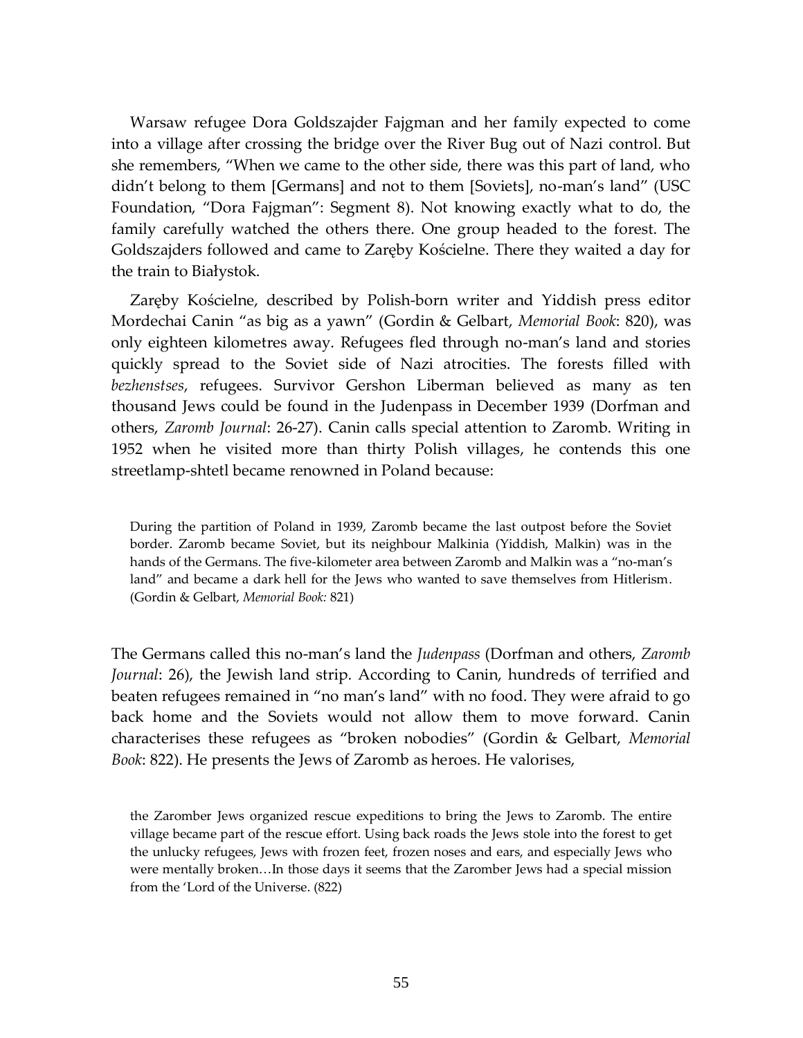Warsaw refugee Dora Goldszajder Fajgman and her family expected to come into a village after crossing the bridge over the River Bug out of Nazi control. But she remembers, "When we came to the other side, there was this part of land, who didn't belong to them [Germans] and not to them [Soviets], no-man's land" (USC Foundation, "Dora Fajgman": Segment 8). Not knowing exactly what to do, the family carefully watched the others there. One group headed to the forest. The Goldszajders followed and came to Zaręby Kościelne. There they waited a day for the train to Białystok.

Zaręby Kościelne, described by Polish-born writer and Yiddish press editor Mordechai Canin "as big as a yawn" (Gordin & Gelbart, *Memorial Book*: 820), was only eighteen kilometres away. Refugees fled through no-man's land and stories quickly spread to the Soviet side of Nazi atrocities. The forests filled with *bezhenstses*, refugees. Survivor Gershon Liberman believed as many as ten thousand Jews could be found in the Judenpass in December 1939 (Dorfman and others, *Zaromb Journal*: 26-27). Canin calls special attention to Zaromb. Writing in 1952 when he visited more than thirty Polish villages, he contends this one streetlamp-shtetl became renowned in Poland because:

> During the partition of Poland in 1939, Zaromb became the last outpost before the Soviet border. Zaromb became Soviet, but its neighbour Malkinia (Yiddish, Malkin) was in the hands of the Germans. The five-kilometer area between Zaromb and Malkin was a "no-man's land" and became a dark hell for the Jews who wanted to save themselves from Hitlerism. (Gordin & Gelbart, *Memorial Book:* 821)

The Germans called this no-man's land the *Judenpass* (Dorfman and others, *Zaromb Journal*: 26), the Jewish land strip. According to Canin, hundreds of terrified and beaten refugees remained in "no man's land" with no food. They were afraid to go back home and the Soviets would not allow them to move forward. Canin characterises these refugees as "broken nobodies" (Gordin & Gelbart, *Memorial Book*: 822). He presents the Jews of Zaromb as heroes. He valorises,

> the Zaromber Jews organized rescue expeditions to bring the Jews to Zaromb. The entire village became part of the rescue effort. Using back roads the Jews stole into the forest to get the unlucky refugees, Jews with frozen feet, frozen noses and ears, and especially Jews who were mentally broken…In those days it seems that the Zaromber Jews had a special mission from the 'Lord of the Universe. (822)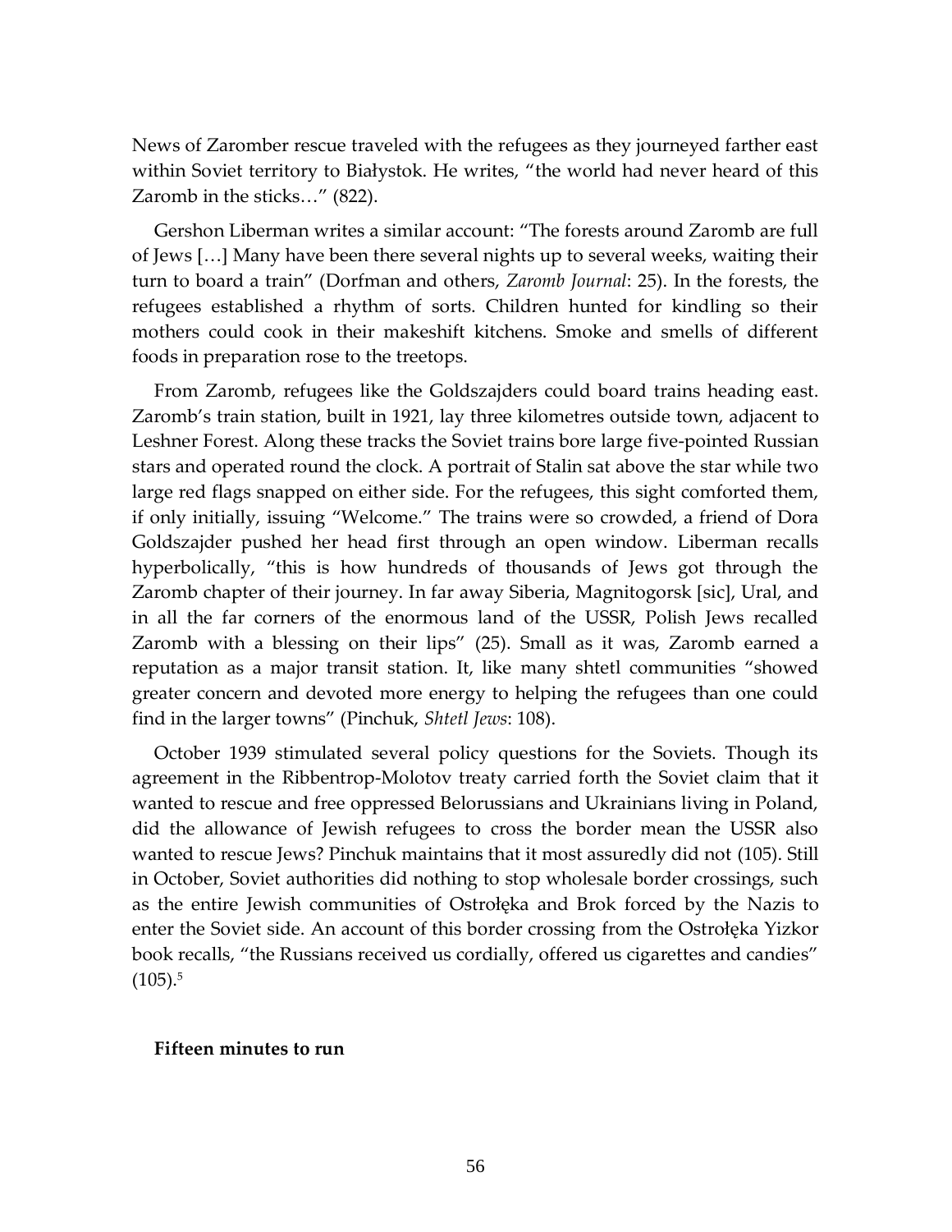News of Zaromber rescue traveled with the refugees as they journeyed farther east within Soviet territory to Białystok. He writes, "the world had never heard of this Zaromb in the sticks…" (822).

Gershon Liberman writes a similar account: "The forests around Zaromb are full of Jews […] Many have been there several nights up to several weeks, waiting their turn to board a train" (Dorfman and others, *Zaromb Journal*: 25). In the forests, the refugees established a rhythm of sorts. Children hunted for kindling so their mothers could cook in their makeshift kitchens. Smoke and smells of different foods in preparation rose to the treetops.

From Zaromb, refugees like the Goldszajders could board trains heading east. Zaromb's train station, built in 1921, lay three kilometres outside town, adjacent to Leshner Forest. Along these tracks the Soviet trains bore large five-pointed Russian stars and operated round the clock. A portrait of Stalin sat above the star while two large red flags snapped on either side. For the refugees, this sight comforted them, if only initially, issuing "Welcome." The trains were so crowded, a friend of Dora Goldszajder pushed her head first through an open window. Liberman recalls hyperbolically, "this is how hundreds of thousands of Jews got through the Zaromb chapter of their journey. In far away Siberia, Magnitogorsk [sic], Ural, and in all the far corners of the enormous land of the USSR, Polish Jews recalled Zaromb with a blessing on their lips" (25). Small as it was, Zaromb earned a reputation as a major transit station. It, like many shtetl communities "showed greater concern and devoted more energy to helping the refugees than one could find in the larger towns" (Pinchuk, *Shtetl Jews*: 108).

October 1939 stimulated several policy questions for the Soviets. Though its agreement in the Ribbentrop-Molotov treaty carried forth the Soviet claim that it wanted to rescue and free oppressed Belorussians and Ukrainians living in Poland, did the allowance of Jewish refugees to cross the border mean the USSR also wanted to rescue Jews? Pinchuk maintains that it most assuredly did not (105). Still in October, Soviet authorities did nothing to stop wholesale border crossings, such as the entire Jewish communities of Ostrołęka and Brok forced by the Nazis to enter the Soviet side. An account of this border crossing from the Ostrołęka Yizkor book recalls, "the Russians received us cordially, offered us cigarettes and candies" (105).[5]

**Fifteen minutes to run**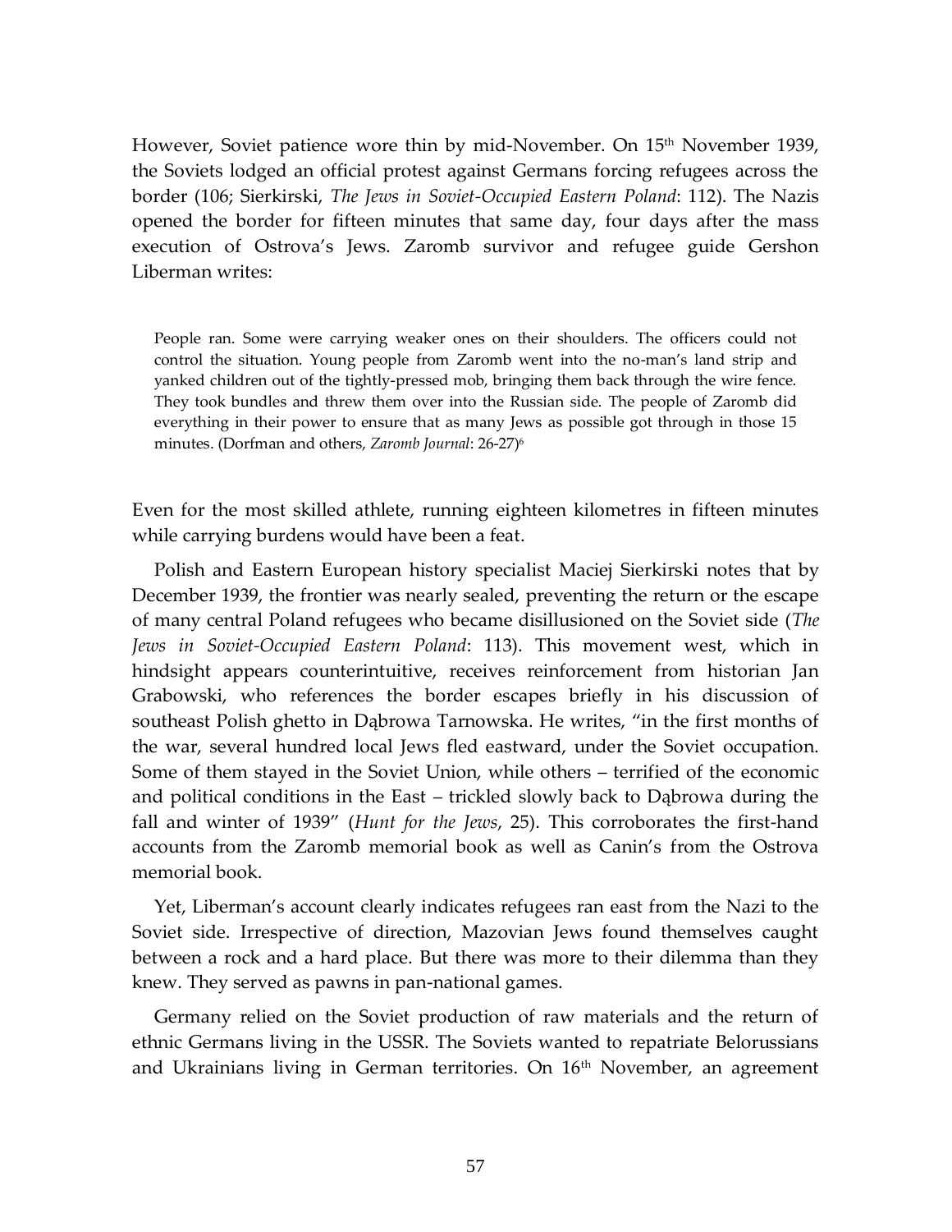However, Soviet patience wore thin by mid-November. On 15th November 1939, the Soviets lodged an official protest against Germans forcing refugees across the border (106; Sierkirski, *The Jews in Soviet-Occupied Eastern Poland*: 112). The Nazis opened the border for fifteen minutes that same day, four days after the mass execution of Ostrova's Jews. Zaromb survivor and refugee guide Gershon Liberman writes:

> People ran. Some were carrying weaker ones on their shoulders. The officers could not control the situation. Young people from Zaromb went into the no-man's land strip and yanked children out of the tightly-pressed mob, bringing them back through the wire fence. They took bundles and threw them over into the Russian side. The people of Zaromb did everything in their power to ensure that as many Jews as possible got through in those 15 minutes. (Dorfman and others, *Zaromb Journal*: 26-27)[6]

Even for the most skilled athlete, running eighteen kilometres in fifteen minutes while carrying burdens would have been a feat.

Polish and Eastern European history specialist Maciej Sierkirski notes that by December 1939, the frontier was nearly sealed, preventing the return or the escape of many central Poland refugees who became disillusioned on the Soviet side (*The Jews in Soviet-Occupied Eastern Poland*: 113). This movement west, which in hindsight appears counterintuitive, receives reinforcement from historian Jan Grabowski, who references the border escapes briefly in his discussion of southeast Polish ghetto in Dąbrowa Tarnowska. He writes, "in the first months of the war, several hundred local Jews fled eastward, under the Soviet occupation. Some of them stayed in the Soviet Union, while others – terrified of the economic and political conditions in the East – trickled slowly back to Dąbrowa during the fall and winter of 1939" (*Hunt for the Jews*, 25). This corroborates the first-hand accounts from the Zaromb memorial book as well as Canin's from the Ostrova memorial book.

Yet, Liberman's account clearly indicates refugees ran east from the Nazi to the Soviet side. Irrespective of direction, Mazovian Jews found themselves caught between a rock and a hard place. But there was more to their dilemma than they knew. They served as pawns in pan-national games.

Germany relied on the Soviet production of raw materials and the return of ethnic Germans living in the USSR. The Soviets wanted to repatriate Belorussians and Ukrainians living in German territories. On 16th November, an agreement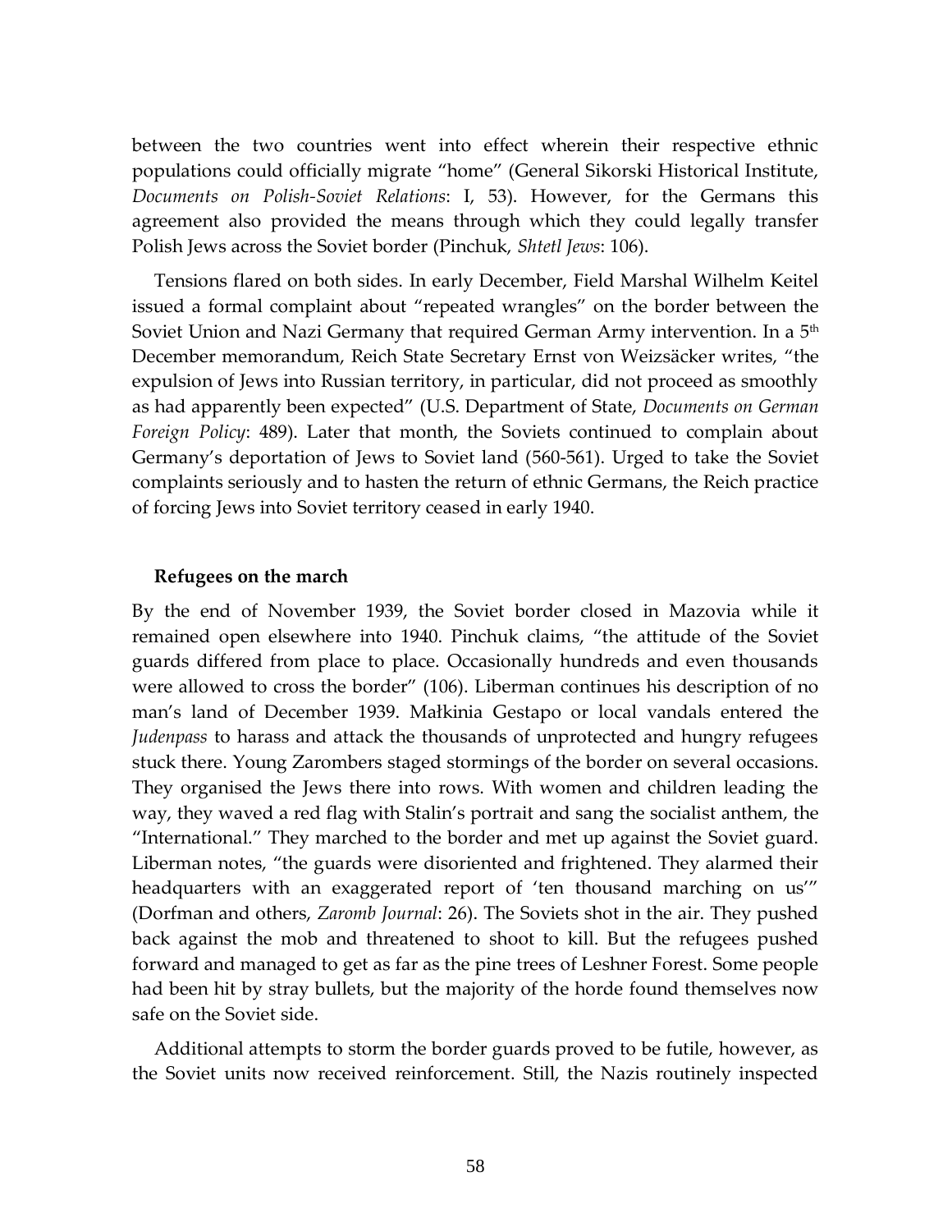between the two countries went into effect wherein their respective ethnic populations could officially migrate "home" (General Sikorski Historical Institute, *Documents on Polish-Soviet Relations*: I, 53). However, for the Germans this agreement also provided the means through which they could legally transfer Polish Jews across the Soviet border (Pinchuk, *Shtetl Jews*: 106).

Tensions flared on both sides. In early December, Field Marshal Wilhelm Keitel issued a formal complaint about "repeated wrangles" on the border between the Soviet Union and Nazi Germany that required German Army intervention. In a 5th December memorandum, Reich State Secretary Ernst von Weizsäcker writes, "the expulsion of Jews into Russian territory, in particular, did not proceed as smoothly as had apparently been expected" (U.S. Department of State, *Documents on German Foreign Policy*: 489). Later that month, the Soviets continued to complain about Germany's deportation of Jews to Soviet land (560-561). Urged to take the Soviet complaints seriously and to hasten the return of ethnic Germans, the Reich practice of forcing Jews into Soviet territory ceased in early 1940.

### Refugees on the march

By the end of November 1939, the Soviet border closed in Mazovia while it remained open elsewhere into 1940. Pinchuk claims, "the attitude of the Soviet guards differed from place to place. Occasionally hundreds and even thousands were allowed to cross the border" (106). Liberman continues his description of no man's land of December 1939. Małkinia Gestapo or local vandals entered the *Judenpass* to harass and attack the thousands of unprotected and hungry refugees stuck there. Young Zarombers staged stormings of the border on several occasions. They organised the Jews there into rows. With women and children leading the way, they waved a red flag with Stalin's portrait and sang the socialist anthem, the "International." They marched to the border and met up against the Soviet guard. Liberman notes, "the guards were disoriented and frightened. They alarmed their headquarters with an exaggerated report of 'ten thousand marching on us'" (Dorfman and others, *Zaromb Journal*: 26). The Soviets shot in the air. They pushed back against the mob and threatened to shoot to kill. But the refugees pushed forward and managed to get as far as the pine trees of Leshner Forest. Some people had been hit by stray bullets, but the majority of the horde found themselves now safe on the Soviet side.

Additional attempts to storm the border guards proved to be futile, however, as the Soviet units now received reinforcement. Still, the Nazis routinely inspected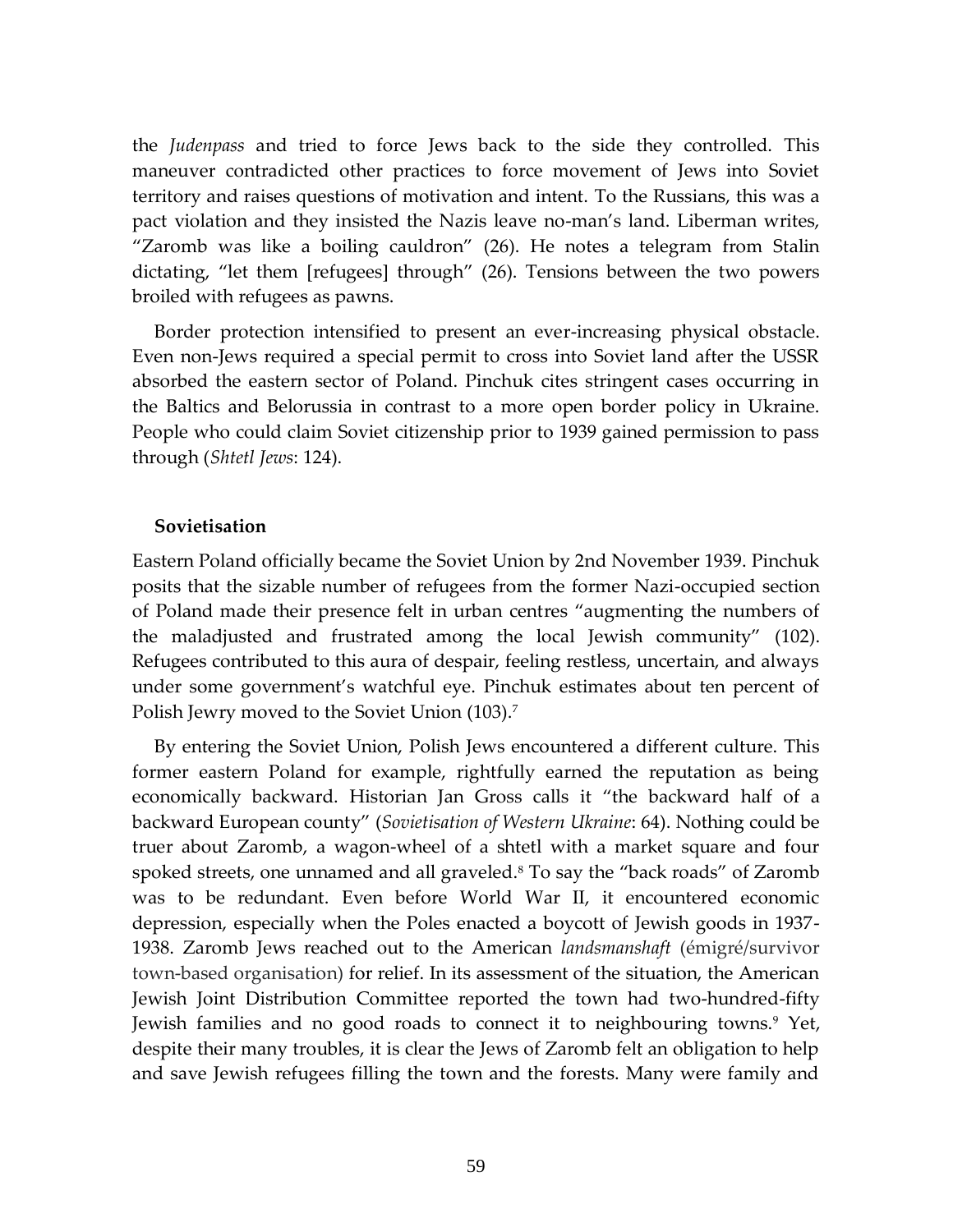the *Judenpass* and tried to force Jews back to the side they controlled. This maneuver contradicted other practices to force movement of Jews into Soviet territory and raises questions of motivation and intent. To the Russians, this was a pact violation and they insisted the Nazis leave no-man's land. Liberman writes, "Zaromb was like a boiling cauldron" (26). He notes a telegram from Stalin dictating, "let them [refugees] through" (26). Tensions between the two powers broiled with refugees as pawns.

Border protection intensified to present an ever-increasing physical obstacle. Even non-Jews required a special permit to cross into Soviet land after the USSR absorbed the eastern sector of Poland. Pinchuk cites stringent cases occurring in the Baltics and Belorussia in contrast to a more open border policy in Ukraine. People who could claim Soviet citizenship prior to 1939 gained permission to pass through (*Shtetl Jews*: 124).

**Sovietisation**

Eastern Poland officially became the Soviet Union by 2nd November 1939. Pinchuk posits that the sizable number of refugees from the former Nazi-occupied section of Poland made their presence felt in urban centres "augmenting the numbers of the maladjusted and frustrated among the local Jewish community" (102). Refugees contributed to this aura of despair, feeling restless, uncertain, and always under some government's watchful eye. Pinchuk estimates about ten percent of Polish Jewry moved to the Soviet Union (103).[7]

By entering the Soviet Union, Polish Jews encountered a different culture. This former eastern Poland for example, rightfully earned the reputation as being economically backward. Historian Jan Gross calls it "the backward half of a backward European county" (*Sovietisation of Western Ukraine*: 64). Nothing could be truer about Zaromb, a wagon-wheel of a shtetl with a market square and four spoked streets, one unnamed and all graveled.[8] To say the "back roads" of Zaromb was to be redundant. Even before World War II, it encountered economic depression, especially when the Poles enacted a boycott of Jewish goods in 1937-1938. Zaromb Jews reached out to the American *landsmanshaft* (émigré/survivor town-based organisation) for relief. In its assessment of the situation, the American Jewish Joint Distribution Committee reported the town had two-hundred-fifty Jewish families and no good roads to connect it to neighbouring towns.[9] Yet, despite their many troubles, it is clear the Jews of Zaromb felt an obligation to help and save Jewish refugees filling the town and the forests. Many were family and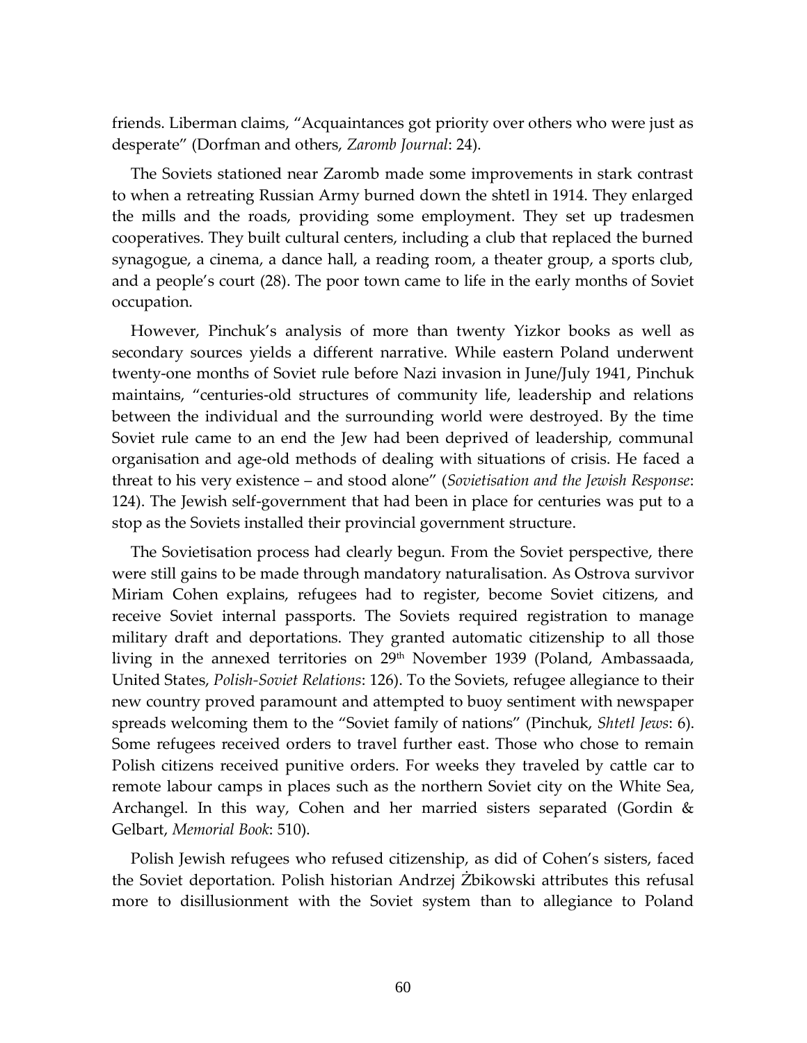friends. Liberman claims, “Acquaintances got priority over others who were just as desperate” (Dorfman and others, *Zaromb Journal*: 24).

The Soviets stationed near Zaromb made some improvements in stark contrast to when a retreating Russian Army burned down the shtetl in 1914. They enlarged the mills and the roads, providing some employment. They set up tradesmen cooperatives. They built cultural centers, including a club that replaced the burned synagogue, a cinema, a dance hall, a reading room, a theater group, a sports club, and a people’s court (28). The poor town came to life in the early months of Soviet occupation.

However, Pinchuk’s analysis of more than twenty Yizkor books as well as secondary sources yields a different narrative. While eastern Poland underwent twenty-one months of Soviet rule before Nazi invasion in June/July 1941, Pinchuk maintains, “centuries-old structures of community life, leadership and relations between the individual and the surrounding world were destroyed. By the time Soviet rule came to an end the Jew had been deprived of leadership, communal organisation and age-old methods of dealing with situations of crisis. He faced a threat to his very existence – and stood alone” (*Sovietisation and the Jewish Response*: 124). The Jewish self-government that had been in place for centuries was put to a stop as the Soviets installed their provincial government structure.

The Sovietisation process had clearly begun. From the Soviet perspective, there were still gains to be made through mandatory naturalisation. As Ostrova survivor Miriam Cohen explains, refugees had to register, become Soviet citizens, and receive Soviet internal passports. The Soviets required registration to manage military draft and deportations. They granted automatic citizenship to all those living in the annexed territories on 29th November 1939 (Poland, Ambassaada, United States, *Polish-Soviet Relations*: 126). To the Soviets, refugee allegiance to their new country proved paramount and attempted to buoy sentiment with newspaper spreads welcoming them to the “Soviet family of nations” (Pinchuk, *Shtetl Jews*: 6). Some refugees received orders to travel further east. Those who chose to remain Polish citizens received punitive orders. For weeks they traveled by cattle car to remote labour camps in places such as the northern Soviet city on the White Sea, Archangel. In this way, Cohen and her married sisters separated (Gordin & Gelbart, *Memorial Book*: 510).

Polish Jewish refugees who refused citizenship, as did of Cohen’s sisters, faced the Soviet deportation. Polish historian Andrzej Żbikowski attributes this refusal more to disillusionment with the Soviet system than to allegiance to Poland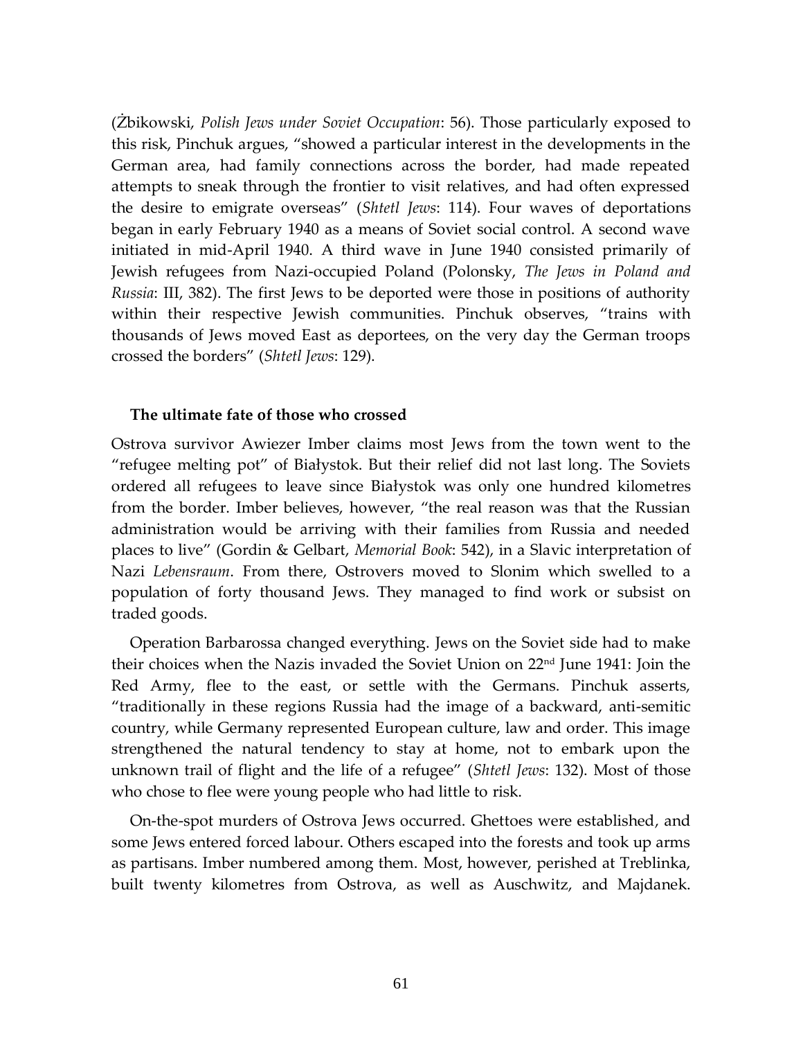(Żbikowski, *Polish Jews under Soviet Occupation*: 56). Those particularly exposed to this risk, Pinchuk argues, "showed a particular interest in the developments in the German area, had family connections across the border, had made repeated attempts to sneak through the frontier to visit relatives, and had often expressed the desire to emigrate overseas" (*Shtetl Jews*: 114). Four waves of deportations began in early February 1940 as a means of Soviet social control. A second wave initiated in mid-April 1940. A third wave in June 1940 consisted primarily of Jewish refugees from Nazi-occupied Poland (Polonsky, *The Jews in Poland and Russia*: III, 382). The first Jews to be deported were those in positions of authority within their respective Jewish communities. Pinchuk observes, "trains with thousands of Jews moved East as deportees, on the very day the German troops crossed the borders" (*Shtetl Jews*: 129).

**The ultimate fate of those who crossed**

Ostrova survivor Awiezer Imber claims most Jews from the town went to the "refugee melting pot" of Białystok. But their relief did not last long. The Soviets ordered all refugees to leave since Białystok was only one hundred kilometres from the border. Imber believes, however, "the real reason was that the Russian administration would be arriving with their families from Russia and needed places to live" (Gordin & Gelbart, *Memorial Book*: 542), in a Slavic interpretation of Nazi *Lebensraum*. From there, Ostrovers moved to Slonim which swelled to a population of forty thousand Jews. They managed to find work or subsist on traded goods.

Operation Barbarossa changed everything. Jews on the Soviet side had to make their choices when the Nazis invaded the Soviet Union on 22nd June 1941: Join the Red Army, flee to the east, or settle with the Germans. Pinchuk asserts, "traditionally in these regions Russia had the image of a backward, anti-semitic country, while Germany represented European culture, law and order. This image strengthened the natural tendency to stay at home, not to embark upon the unknown trail of flight and the life of a refugee" (*Shtetl Jews*: 132). Most of those who chose to flee were young people who had little to risk.

On-the-spot murders of Ostrova Jews occurred. Ghettoes were established, and some Jews entered forced labour. Others escaped into the forests and took up arms as partisans. Imber numbered among them. Most, however, perished at Treblinka, built twenty kilometres from Ostrova, as well as Auschwitz, and Majdanek.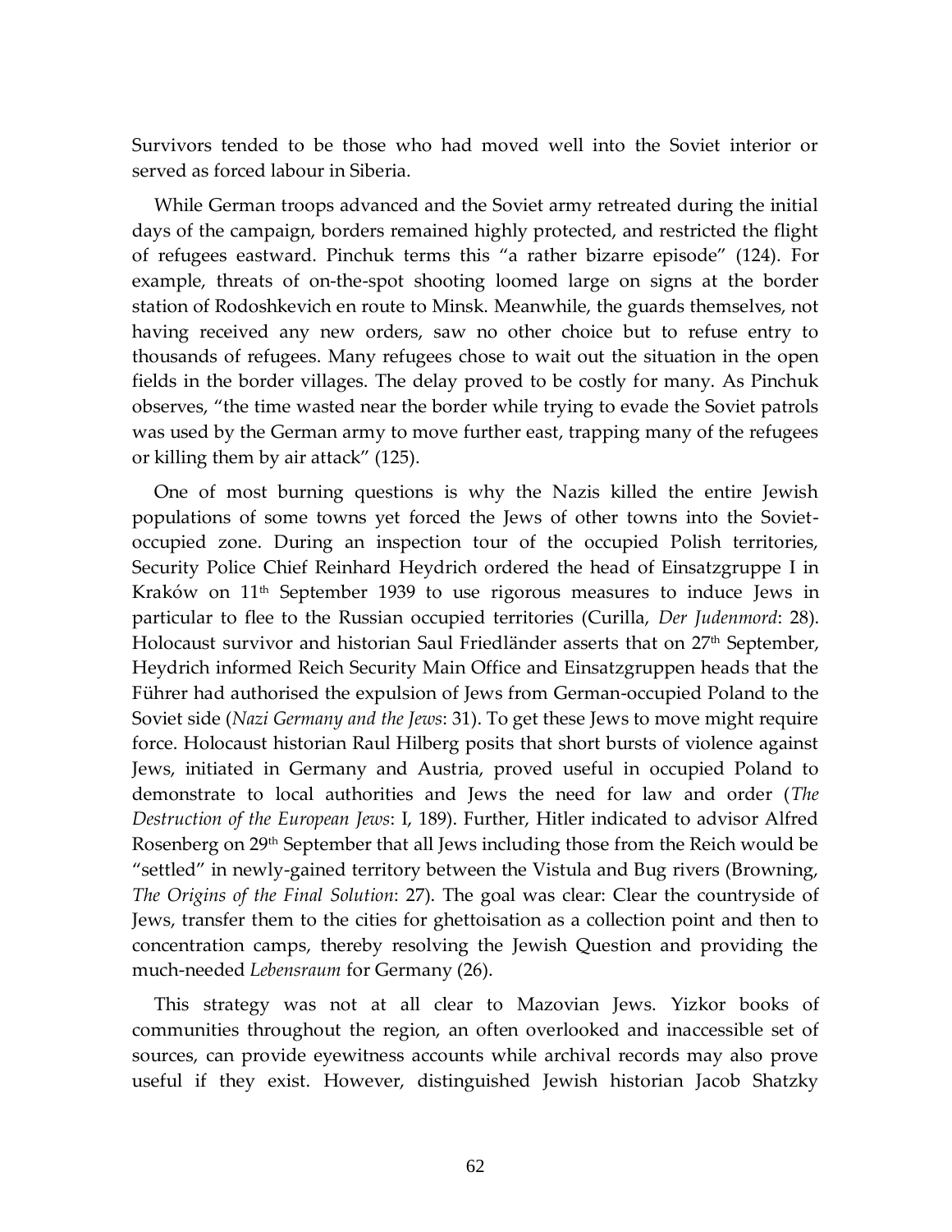Survivors tended to be those who had moved well into the Soviet interior or served as forced labour in Siberia.

While German troops advanced and the Soviet army retreated during the initial days of the campaign, borders remained highly protected, and restricted the flight of refugees eastward. Pinchuk terms this "a rather bizarre episode" (124). For example, threats of on-the-spot shooting loomed large on signs at the border station of Rodoshkevich en route to Minsk. Meanwhile, the guards themselves, not having received any new orders, saw no other choice but to refuse entry to thousands of refugees. Many refugees chose to wait out the situation in the open fields in the border villages. The delay proved to be costly for many. As Pinchuk observes, "the time wasted near the border while trying to evade the Soviet patrols was used by the German army to move further east, trapping many of the refugees or killing them by air attack" (125).

One of most burning questions is why the Nazis killed the entire Jewish populations of some towns yet forced the Jews of other towns into the Soviet-occupied zone. During an inspection tour of the occupied Polish territories, Security Police Chief Reinhard Heydrich ordered the head of Einsatzgruppe I in Kraków on 11th September 1939 to use rigorous measures to induce Jews in particular to flee to the Russian occupied territories (Curilla, *Der Judenmord*: 28). Holocaust survivor and historian Saul Friedländer asserts that on 27th September, Heydrich informed Reich Security Main Office and Einsatzgruppen heads that the Führer had authorised the expulsion of Jews from German-occupied Poland to the Soviet side (*Nazi Germany and the Jews*: 31). To get these Jews to move might require force. Holocaust historian Raul Hilberg posits that short bursts of violence against Jews, initiated in Germany and Austria, proved useful in occupied Poland to demonstrate to local authorities and Jews the need for law and order (*The Destruction of the European Jews*: I, 189). Further, Hitler indicated to advisor Alfred Rosenberg on 29th September that all Jews including those from the Reich would be "settled" in newly-gained territory between the Vistula and Bug rivers (Browning, *The Origins of the Final Solution*: 27). The goal was clear: Clear the countryside of Jews, transfer them to the cities for ghettoisation as a collection point and then to concentration camps, thereby resolving the Jewish Question and providing the much-needed *Lebensraum* for Germany (26).

This strategy was not at all clear to Mazovian Jews. Yizkor books of communities throughout the region, an often overlooked and inaccessible set of sources, can provide eyewitness accounts while archival records may also prove useful if they exist. However, distinguished Jewish historian Jacob Shatzky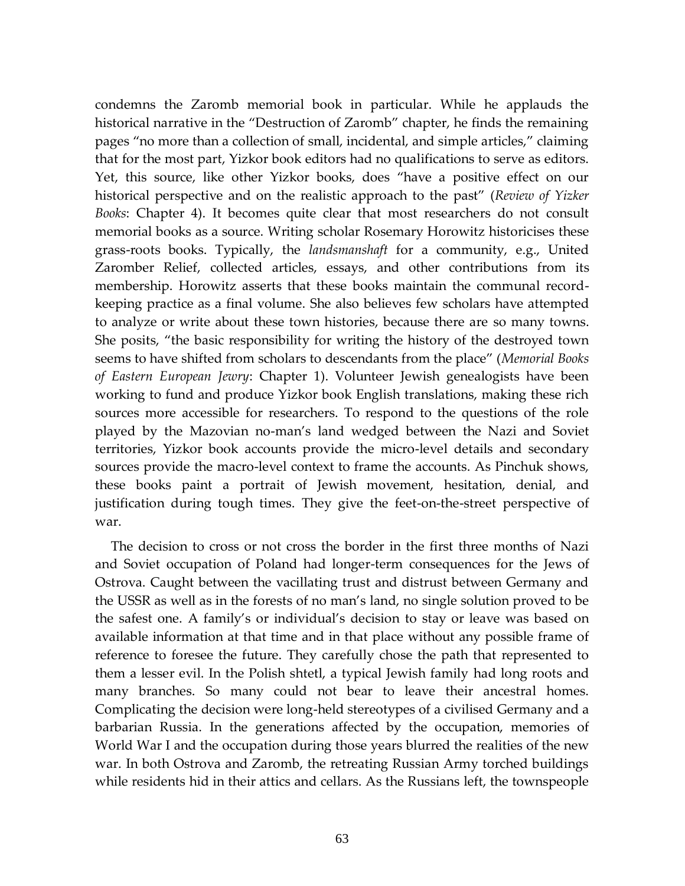condemns the Zaromb memorial book in particular. While he applauds the historical narrative in the "Destruction of Zaromb" chapter, he finds the remaining pages "no more than a collection of small, incidental, and simple articles," claiming that for the most part, Yizkor book editors had no qualifications to serve as editors. Yet, this source, like other Yizkor books, does "have a positive effect on our historical perspective and on the realistic approach to the past" (*Review of Yizker Books*: Chapter 4). It becomes quite clear that most researchers do not consult memorial books as a source. Writing scholar Rosemary Horowitz historicises these grass-roots books. Typically, the *landsmanshaft* for a community, e.g., United Zaromber Relief, collected articles, essays, and other contributions from its membership. Horowitz asserts that these books maintain the communal record-keeping practice as a final volume. She also believes few scholars have attempted to analyze or write about these town histories, because there are so many towns. She posits, "the basic responsibility for writing the history of the destroyed town seems to have shifted from scholars to descendants from the place" (*Memorial Books of Eastern European Jewry*: Chapter 1). Volunteer Jewish genealogists have been working to fund and produce Yizkor book English translations, making these rich sources more accessible for researchers. To respond to the questions of the role played by the Mazovian no-man's land wedged between the Nazi and Soviet territories, Yizkor book accounts provide the micro-level details and secondary sources provide the macro-level context to frame the accounts. As Pinchuk shows, these books paint a portrait of Jewish movement, hesitation, denial, and justification during tough times. They give the feet-on-the-street perspective of war.

The decision to cross or not cross the border in the first three months of Nazi and Soviet occupation of Poland had longer-term consequences for the Jews of Ostrova. Caught between the vacillating trust and distrust between Germany and the USSR as well as in the forests of no man's land, no single solution proved to be the safest one. A family's or individual's decision to stay or leave was based on available information at that time and in that place without any possible frame of reference to foresee the future. They carefully chose the path that represented to them a lesser evil. In the Polish shtetl, a typical Jewish family had long roots and many branches. So many could not bear to leave their ancestral homes. Complicating the decision were long-held stereotypes of a civilised Germany and a barbarian Russia. In the generations affected by the occupation, memories of World War I and the occupation during those years blurred the realities of the new war. In both Ostrova and Zaromb, the retreating Russian Army torched buildings while residents hid in their attics and cellars. As the Russians left, the townspeople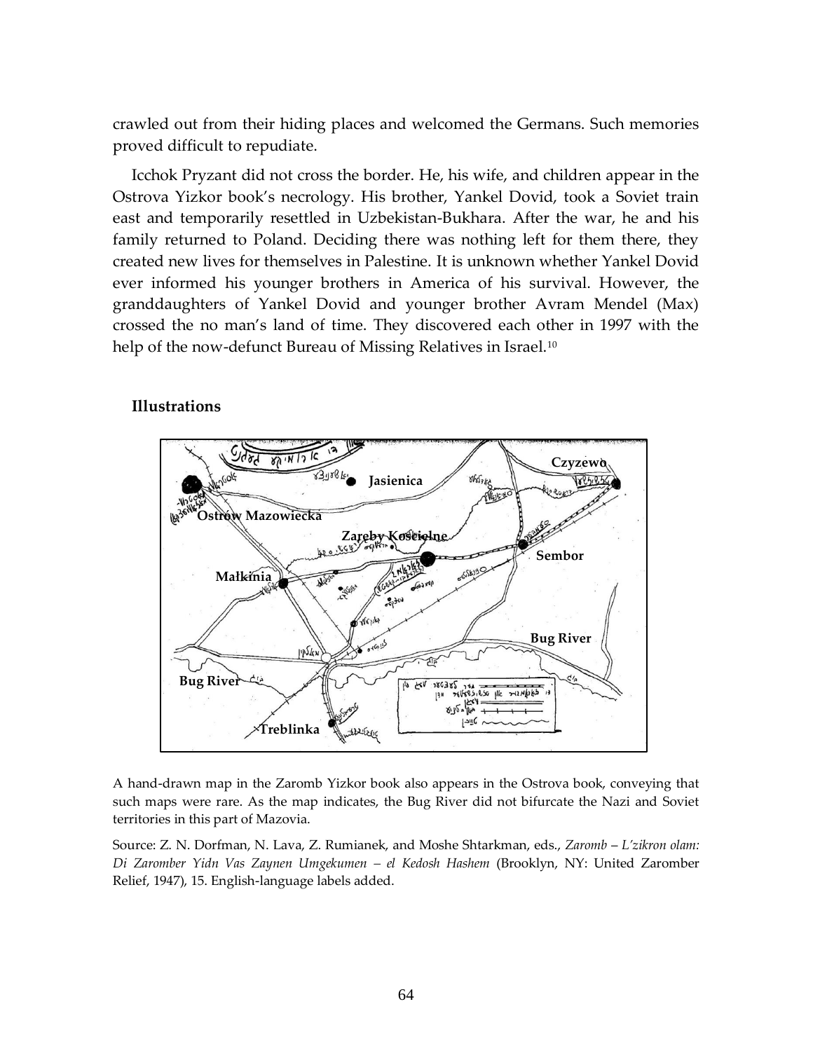crawled out from their hiding places and welcomed the Germans. Such memories proved difficult to repudiate.

Icchok Pryzant did not cross the border. He, his wife, and children appear in the Ostrova Yizkor book's necrology. His brother, Yankel Dovid, took a Soviet train east and temporarily resettled in Uzbekistan-Bukhara. After the war, he and his family returned to Poland. Deciding there was nothing left for them there, they created new lives for themselves in Palestine. It is unknown whether Yankel Dovid ever informed his younger brothers in America of his survival. However, the granddaughters of Yankel Dovid and younger brother Avram Mendel (Max) crossed the no man's land of time. They discovered each other in 1997 with the help of the now-defunct Bureau of Missing Relatives in Israel.[10]

### Illustrations

Czyzewo
Jasienica
Ostrów Mazowiecka
Zareby Koscielne
Sembor
Małkinia
Bug River
Bug River
Treblinka

A hand-drawn map in the Zaromb Yizkor book also appears in the Ostrova book, conveying that such maps were rare. As the map indicates, the Bug River did not bifurcate the Nazi and Soviet territories in this part of Mazovia.

Source: Z. N. Dorfman, N. Lava, Z. Rumianek, and Moshe Shtarkman, eds., *Zaromb – L'zikron olam: Di Zaromber Yidn Vas Zaynen Umgekumen – el Kedosh Hashem* (Brooklyn, NY: United Zaromber Relief, 1947), 15. English-language labels added.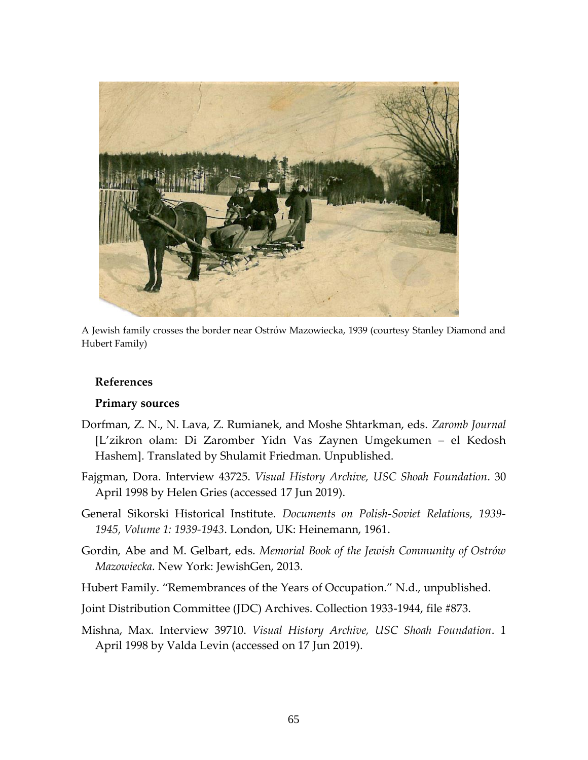A Jewish family crosses the border near Ostrów Mazowiecka, 1939 (courtesy Stanley Diamond and Hubert Family)

## References

### Primary sources

Dorfman, Z. N., N. Lava, Z. Rumianek, and Moshe Shtarkman, eds. *Zaromb Journal* [L'zikron olam: Di Zaromber Yidn Vas Zaynen Umgekumen – el Kedosh Hashem]. Translated by Shulamit Friedman. Unpublished.

Fajgman, Dora. Interview 43725. *Visual History Archive, USC Shoah Foundation*. 30 April 1998 by Helen Gries (accessed 17 Jun 2019).

General Sikorski Historical Institute. *Documents on Polish-Soviet Relations, 1939-1945, Volume 1: 1939-1943*. London, UK: Heinemann, 1961.

Gordin, Abe and M. Gelbart, eds. *Memorial Book of the Jewish Community of Ostrów Mazowiecka*. New York: JewishGen, 2013.

Hubert Family. "Remembrances of the Years of Occupation." N.d., unpublished.

Joint Distribution Committee (JDC) Archives. Collection 1933-1944, file #873.

Mishna, Max. Interview 39710. *Visual History Archive, USC Shoah Foundation*. 1 April 1998 by Valda Levin (accessed on 17 Jun 2019).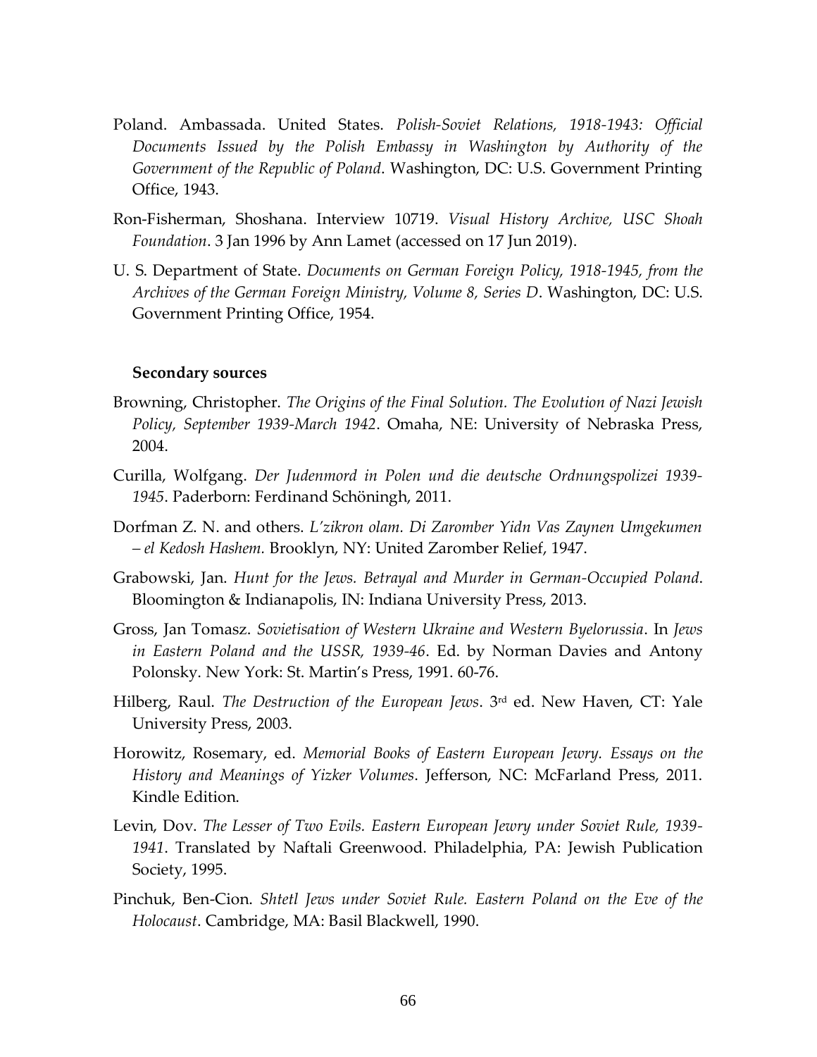Poland. Ambassada. United States. *Polish-Soviet Relations, 1918-1943: Official Documents Issued by the Polish Embassy in Washington by Authority of the Government of the Republic of Poland*. Washington, DC: U.S. Government Printing Office, 1943.

Ron-Fisherman, Shoshana. Interview 10719. *Visual History Archive, USC Shoah Foundation*. 3 Jan 1996 by Ann Lamet (accessed on 17 Jun 2019).

U. S. Department of State. *Documents on German Foreign Policy, 1918-1945, from the Archives of the German Foreign Ministry, Volume 8, Series D*. Washington, DC: U.S. Government Printing Office, 1954.

**Secondary sources**

Browning, Christopher. *The Origins of the Final Solution. The Evolution of Nazi Jewish Policy, September 1939-March 1942*. Omaha, NE: University of Nebraska Press, 2004.

Curilla, Wolfgang. *Der Judenmord in Polen und die deutsche Ordnungspolizei 1939-1945*. Paderborn: Ferdinand Schöningh, 2011.

Dorfman Z. N. and others. *L'zikron olam. Di Zarомber Yidn Vas Zaynen Umgekumen – el Kedosh Hashem.* Brooklyn, NY: United Zaromber Relief, 1947.

Grabowski, Jan. *Hunt for the Jews. Betrayal and Murder in German-Occupied Poland*. Bloomington & Indianapolis, IN: Indiana University Press, 2013.

Gross, Jan Tomasz. *Sovietisation of Western Ukraine and Western Byelorussia*. In *Jews in Eastern Poland and the USSR, 1939-46*. Ed. by Norman Davies and Antony Polonsky. New York: St. Martin's Press, 1991. 60-76.

Hilberg, Raul. *The Destruction of the European Jews*. 3rd ed. New Haven, CT: Yale University Press, 2003.

Horowitz, Rosemary, ed. *Memorial Books of Eastern European Jewry. Essays on the History and Meanings of Yizker Volumes*. Jefferson, NC: McFarland Press, 2011. Kindle Edition.

Levin, Dov. *The Lesser of Two Evils. Eastern European Jewry under Soviet Rule, 1939-1941*. Translated by Naftali Greenwood. Philadelphia, PA: Jewish Publication Society, 1995.

Pinchuk, Ben-Cion. *Shtetl Jews under Soviet Rule. Eastern Poland on the Eve of the Holocaust*. Cambridge, MA: Basil Blackwell, 1990.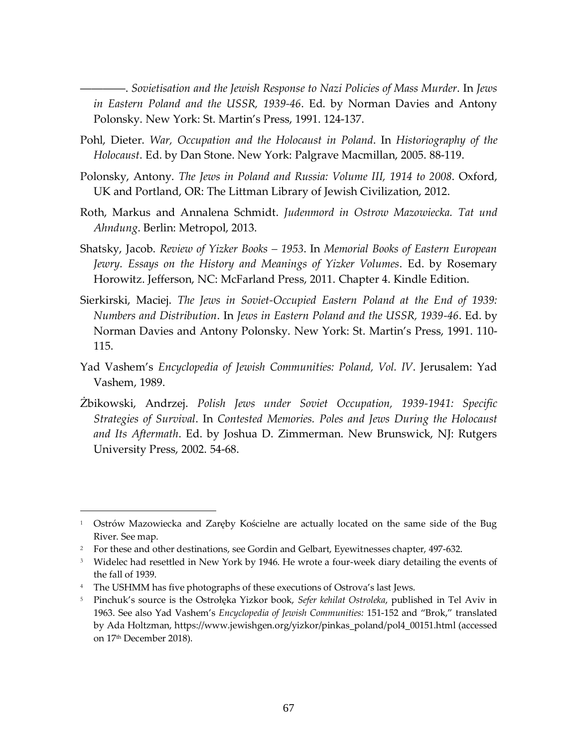———. *Sovietisation and the Jewish Response to Nazi Policies of Mass Murder*. In *Jews in Eastern Poland and the USSR, 1939-46*. Ed. by Norman Davies and Antony Polonsky. New York: St. Martin's Press, 1991. 124-137.

Pohl, Dieter. *War, Occupation and the Holocaust in Poland*. In *Historiography of the Holocaust*. Ed. by Dan Stone. New York: Palgrave Macmillan, 2005. 88-119.

Polonsky, Antony. *The Jews in Poland and Russia: Volume III, 1914 to 2008*. Oxford, UK and Portland, OR: The Littman Library of Jewish Civilization, 2012.

Roth, Markus and Annalena Schmidt. *Judenmord in Ostrow Mazowiecka. Tat und Ahndung*. Berlin: Metropol, 2013.

Shatsky, Jacob. *Review of Yizker Books – 1953*. In *Memorial Books of Eastern European Jewry. Essays on the History and Meanings of Yizker Volumes*. Ed. by Rosemary Horowitz. Jefferson, NC: McFarland Press, 2011. Chapter 4. Kindle Edition.

Sierkirski, Maciej. *The Jews in Soviet-Occupied Eastern Poland at the End of 1939: Numbers and Distribution*. In *Jews in Eastern Poland and the USSR, 1939-46*. Ed. by Norman Davies and Antony Polonsky. New York: St. Martin's Press, 1991. 110-115.

Yad Vashem's *Encyclopedia of Jewish Communities: Poland, Vol. IV*. Jerusalem: Yad Vashem, 1989.

Żbikowski, Andrzej. *Polish Jews under Soviet Occupation, 1939-1941: Specific Strategies of Survival*. In *Contested Memories. Poles and Jews During the Holocaust and Its Aftermath*. Ed. by Joshua D. Zimmerman. New Brunswick, NJ: Rutgers University Press, 2002. 54-68.

---

[1] Ostrów Mazowiecka and Zaręby Kościelne are actually located on the same side of the Bug River. See map.

[2] For these and other destinations, see Gordin and Gelbart, Eyewitnesses chapter, 497-632.

[3] Widelec had resettled in New York by 1946. He wrote a four-week diary detailing the events of the fall of 1939.

[4] The USHMM has five photographs of these executions of Ostrova's last Jews.

[5] Pinchuk's source is the Ostrołęka Yizkor book, *Sefer kehilat Ostroleka*, published in Tel Aviv in 1963. See also Yad Vashem's *Encyclopedia of Jewish Communities:* 151-152 and "Brok," translated by Ada Holtzman, https://www.jewishgen.org/yizkor/pinkas_poland/pol4_00151.html (accessed on 17th December 2018).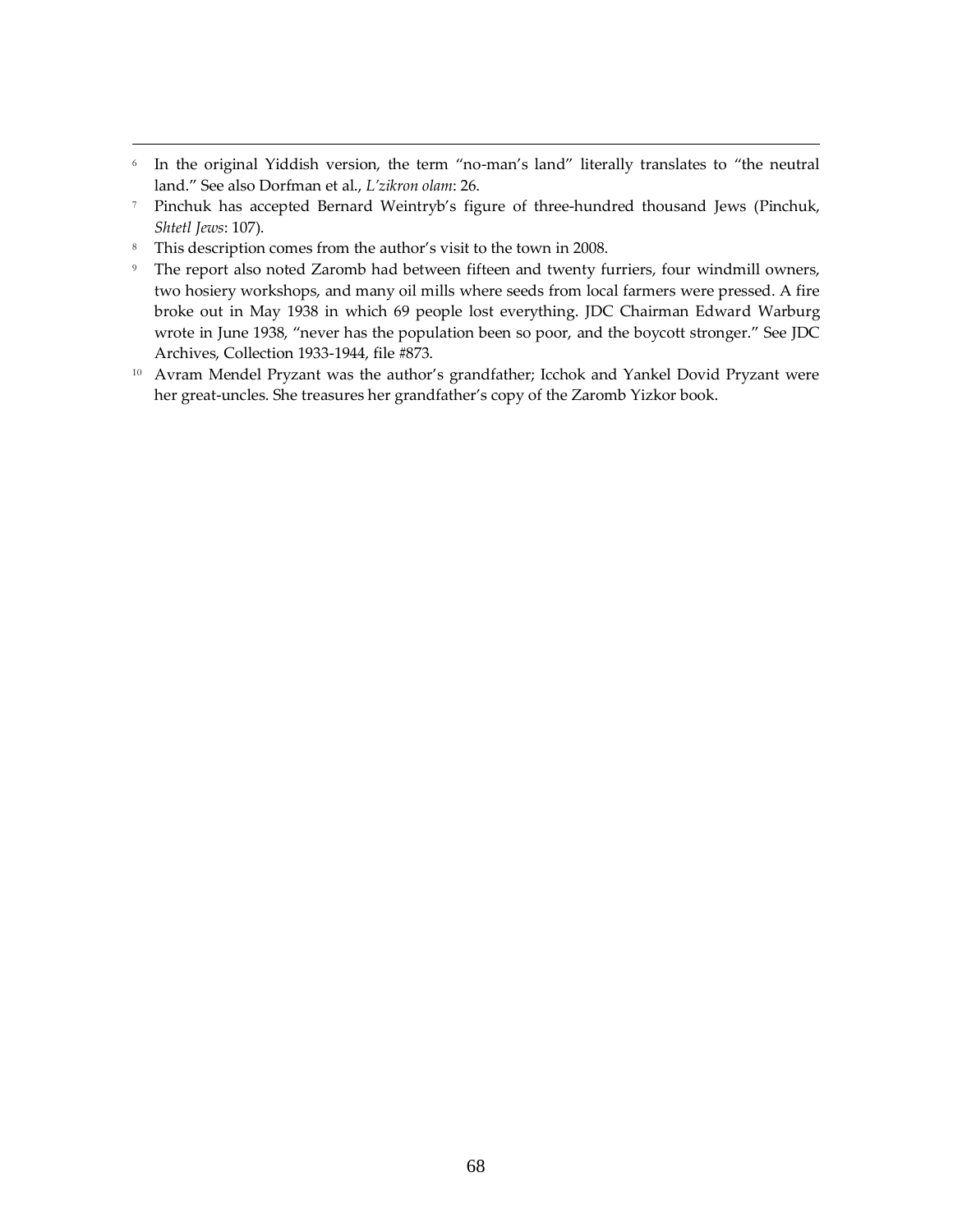[6] In the original Yiddish version, the term "no-man's land" literally translates to "the neutral land." See also Dorfman et al., *L'zikron olam*: 26.

[7] Pinchuk has accepted Bernard Weintryb's figure of three-hundred thousand Jews (Pinchuk, *Shtetl Jews*: 107).

[8] This description comes from the author's visit to the town in 2008.

[9] The report also noted Zaromb had between fifteen and twenty furriers, four windmill owners, two hosiery workshops, and many oil mills where seeds from local farmers were pressed. A fire broke out in May 1938 in which 69 people lost everything. JDC Chairman Edward Warburg wrote in June 1938, "never has the population been so poor, and the boycott stronger." See JDC Archives, Collection 1933-1944, file #873.

[10] Avram Mendel Pryzant was the author's grandfather; Icchok and Yankel Dovid Pryzant were her great-uncles. She treasures her grandfather's copy of the Zaromb Yizkor book.